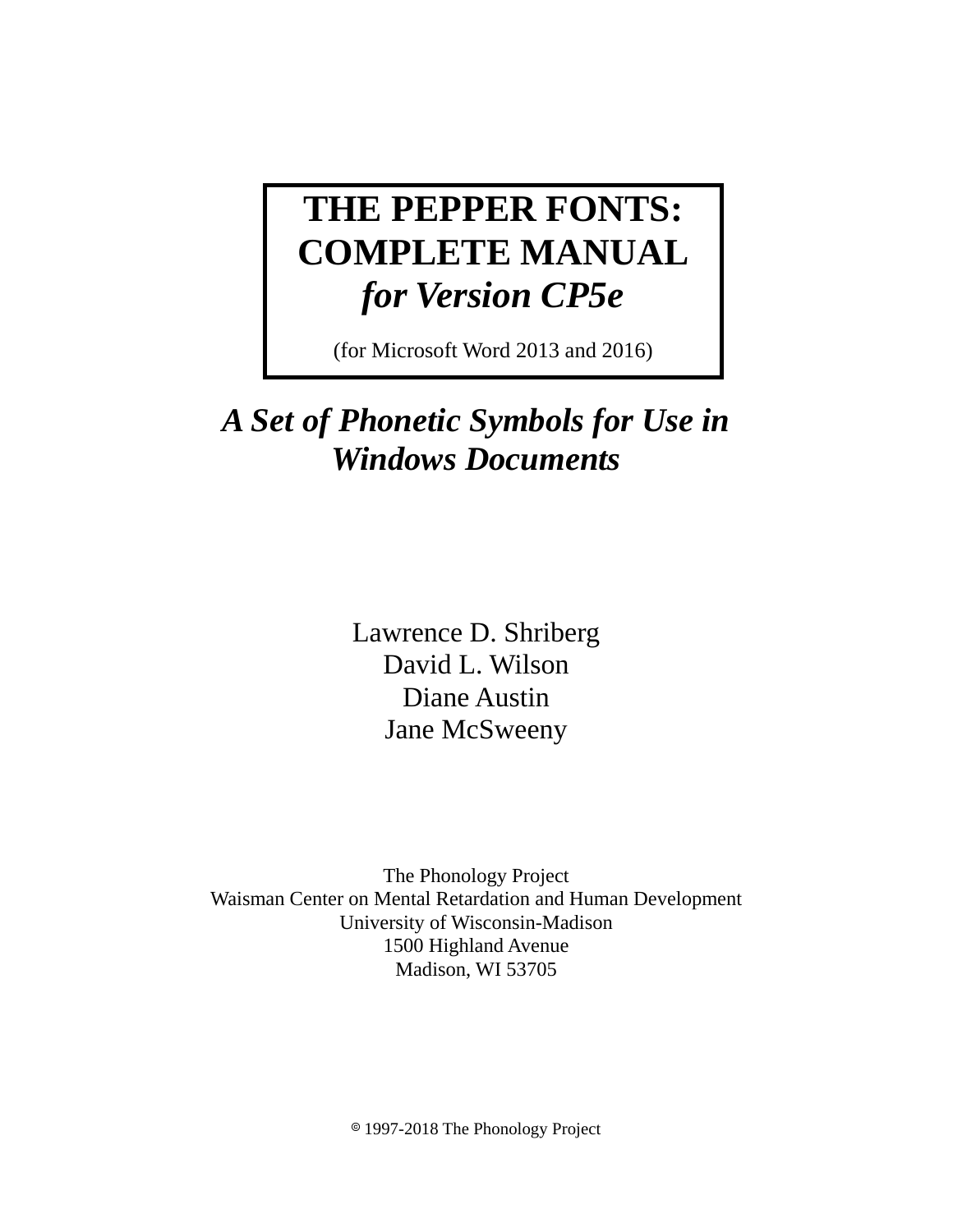# THE PEPPER FONTS: COMPLETE MANUAL *for Version CP5e*

(for Microsoft Word 2013 and 2016)

## *A Set of Phonetic Symbols for Use in Windows Documents*

Lawrence D. Shriberg
David L. Wilson
Diane Austin
Jane McSweeny

The Phonology Project
Waisman Center on Mental Retardation and Human Development
University of Wisconsin-Madison
1500 Highland Avenue
Madison, WI 53705

© 1997-2018 The Phonology Project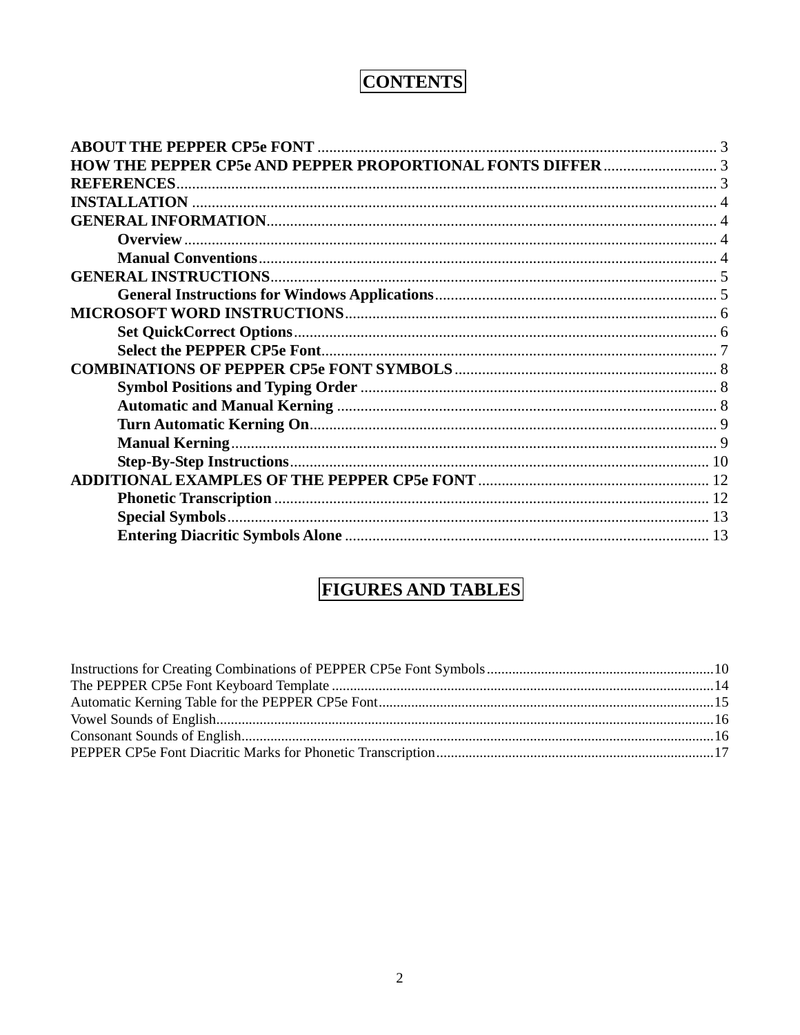# CONTENTS

**ABOUT THE PEPPER CP5e FONT** ..................................................................................................... 3
**HOW THE PEPPER CP5e AND PEPPER PROPORTIONAL FONTS DIFFER** ............................ 3
**REFERENCES** ......................................................................................................................... 3
**INSTALLATION** ..................................................................................................................... 4
**GENERAL INFORMATION** .................................................................................................. 4
- **Overview** ......................................................................................................................... 4
- **Manual Conventions** ..................................................................................................... 4

**GENERAL INSTRUCTIONS** .................................................................................................. 5
- **General Instructions for Windows Applications** ........................................................ 5

**MICROSOFT WORD INSTRUCTIONS** ............................................................................... 6
- **Set QuickCorrect Options** ............................................................................................ 6
- **Select the PEPPER CP5e Font** ..................................................................................... 7

**COMBINATIONS OF PEPPER CP5e FONT SYMBOLS** .................................................. 8
- **Symbol Positions and Typing Order** ........................................................................... 8
- **Automatic and Manual Kerning** .................................................................................. 8
- **Turn Automatic Kerning On** ........................................................................................ 9
- **Manual Kerning** ........................................................................................................... 9
- **Step-By-Step Instructions** ........................................................................................... 10

**ADDITIONAL EXAMPLES OF THE PEPPER CP5e FONT** ........................................... 12
- **Phonetic Transcription** ................................................................................................ 12
- **Special Symbols** ........................................................................................................... 13
- **Entering Diacritic Symbols Alone** ............................................................................. 13

# FIGURES AND TABLES

Instructions for Creating Combinations of PEPPER CP5e Font Symbols ..............................................................10
The PEPPER CP5e Font Keyboard Template .......................................................................................................14
Automatic Kerning Table for the PEPPER CP5e Font............................................................................................15
Vowel Sounds of English.......................................................................................................................................16
Consonant Sounds of English................................................................................................................................16
PEPPER CP5e Font Diacritic Marks for Phonetic Transcription...........................................................................17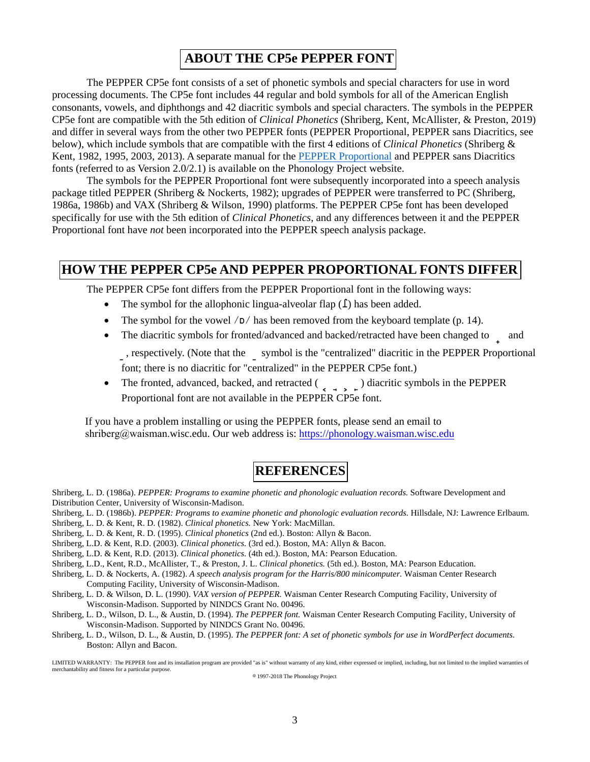# ABOUT THE CP5e PEPPER FONT

The PEPPER CP5e font consists of a set of phonetic symbols and special characters for use in word processing documents. The CP5e font includes 44 regular and bold symbols for all of the American English consonants, vowels, and diphthongs and 42 diacritic symbols and special characters. The symbols in the PEPPER CP5e font are compatible with the 5th edition of *Clinical Phonetics* (Shriberg, Kent, McAllister, & Preston, 2019) and differ in several ways from the other two PEPPER fonts (PEPPER Proportional, PEPPER sans Diacritics, see below), which include symbols that are compatible with the first 4 editions of *Clinical Phonetics* (Shriberg & Kent, 1982, 1995, 2003, 2013). A separate manual for the PEPPER Proportional and PEPPER sans Diacritics fonts (referred to as Version 2.0/2.1) is available on the Phonology Project website.

The symbols for the PEPPER Proportional font were subsequently incorporated into a speech analysis package titled PEPPER (Shriberg & Nockerts, 1982); upgrades of PEPPER were transferred to PC (Shriberg, 1986a, 1986b) and VAX (Shriberg & Wilson, 1990) platforms. The PEPPER CP5e font has been developed specifically for use with the 5th edition of *Clinical Phonetics*, and any differences between it and the PEPPER Proportional font have *not* been incorporated into the PEPPER speech analysis package.

# HOW THE PEPPER CP5e AND PEPPER PROPORTIONAL FONTS DIFFER

The PEPPER CP5e font differs from the PEPPER Proportional font in the following ways:

- The symbol for the allophonic lingua-alveolar flap (ɾ) has been added.
- The symbol for the vowel /ɒ/ has been removed from the keyboard template (p. 14).
- The diacritic symbols for fronted/advanced and backed/retracted have been changed to ̟ and ̠, respectively. (Note that the ̠ symbol is the "centralized" diacritic in the PEPPER Proportional font; there is no diacritic for "centralized" in the PEPPER CP5e font.)
- The fronted, advanced, backed, and retracted ( ˂ ˧ ˃ ˫ ) diacritic symbols in the PEPPER Proportional font are not available in the PEPPER CP5e font.

If you have a problem installing or using the PEPPER fonts, please send an email to shriberg@waisman.wisc.edu. Our web address is: https://phonology.waisman.wisc.edu

# REFERENCES

Shriberg, L. D. (1986a). *PEPPER: Programs to examine phonetic and phonologic evaluation records.* Software Development and Distribution Center, University of Wisconsin-Madison.

Shriberg, L. D. (1986b). *PEPPER: Programs to examine phonetic and phonologic evaluation records.* Hillsdale, NJ: Lawrence Erlbaum.

Shriberg, L. D. & Kent, R. D. (1982). *Clinical phonetics.* New York: MacMillan.

Shriberg, L. D. & Kent, R. D. (1995). *Clinical phonetics* (2nd ed.). Boston: Allyn & Bacon.

Shriberg, L.D. & Kent, R.D. (2003). *Clinical phonetics.* (3rd ed.). Boston, MA: Allyn & Bacon.

Shriberg, L.D. & Kent, R.D. (2013). *Clinical phonetics.* (4th ed.). Boston, MA: Pearson Education.

Shriberg, L.D., Kent, R.D., McAllister, T., & Preston, J. L. *Clinical phonetics.* (5th ed.). Boston, MA: Pearson Education.

Shriberg, L. D. & Nockerts, A. (1982). *A speech analysis program for the Harris/800 minicomputer.* Waisman Center Research Computing Facility, University of Wisconsin-Madison.

Shriberg, L. D. & Wilson, D. L. (1990). *VAX version of PEPPER.* Waisman Center Research Computing Facility, University of Wisconsin-Madison. Supported by NINDCS Grant No. 00496.

Shriberg, L. D., Wilson, D. L., & Austin, D. (1994). *The PEPPER font.* Waisman Center Research Computing Facility, University of Wisconsin-Madison. Supported by NINDCS Grant No. 00496.

Shriberg, L. D., Wilson, D. L., & Austin, D. (1995). *The PEPPER font: A set of phonetic symbols for use in WordPerfect documents.* Boston: Allyn and Bacon.

LIMITED WARRANTY: The PEPPER font and its installation program are provided "as is" without warranty of any kind, either expressed or implied, including, but not limited to the implied warranties of merchantability and fitness for a particular purpose.

© 1997-2018 The Phonology Project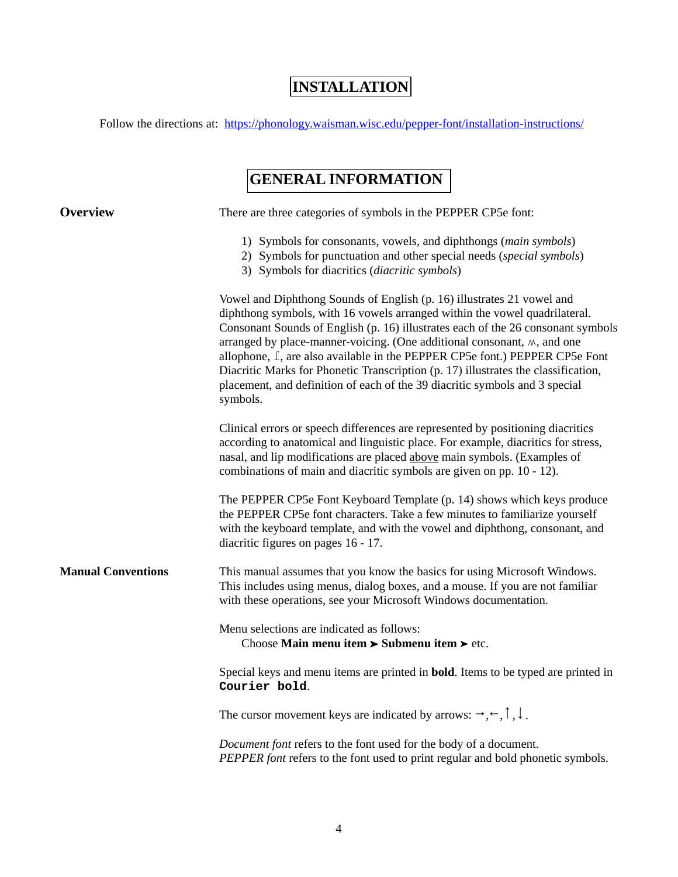# INSTALLATION

Follow the directions at: [https://phonology.waisman.wisc.edu/pepper-font/installation-instructions/](https://phonology.waisman.wisc.edu/pepper-font/installation-instructions/)

# GENERAL INFORMATION

**Overview**

There are three categories of symbols in the PEPPER CP5e font:

1) Symbols for consonants, vowels, and diphthongs (*main symbols*)
2) Symbols for punctuation and other special needs (*special symbols*)
3) Symbols for diacritics (*diacritic symbols*)

Vowel and Diphthong Sounds of English (p. 16) illustrates 21 vowel and diphthong symbols, with 16 vowels arranged within the vowel quadrilateral. Consonant Sounds of English (p. 16) illustrates each of the 26 consonant symbols arranged by place-manner-voicing. (One additional consonant, ʍ, and one allophone, ɾ, are also available in the PEPPER CP5e font.) PEPPER CP5e Font Diacritic Marks for Phonetic Transcription (p. 17) illustrates the classification, placement, and definition of each of the 39 diacritic symbols and 3 special symbols.

Clinical errors or speech differences are represented by positioning diacritics according to anatomical and linguistic place. For example, diacritics for stress, nasal, and lip modifications are placed <u>above</u> main symbols. (Examples of combinations of main and diacritic symbols are given on pp. 10 - 12).

The PEPPER CP5e Font Keyboard Template (p. 14) shows which keys produce the PEPPER CP5e font characters. Take a few minutes to familiarize yourself with the keyboard template, and with the vowel and diphthong, consonant, and diacritic figures on pages 16 - 17.

**Manual Conventions**

This manual assumes that you know the basics for using Microsoft Windows. This includes using menus, dialog boxes, and a mouse. If you are not familiar with these operations, see your Microsoft Windows documentation.

Menu selections are indicated as follows:
Choose **Main menu item ➤ Submenu item ➤** etc.

Special keys and menu items are printed in **bold**. Items to be typed are printed in **`Courier bold`**.

The cursor movement keys are indicated by arrows: →,←,↑,↓.

*Document font* refers to the font used for the body of a document.
*PEPPER font* refers to the font used to print regular and bold phonetic symbols.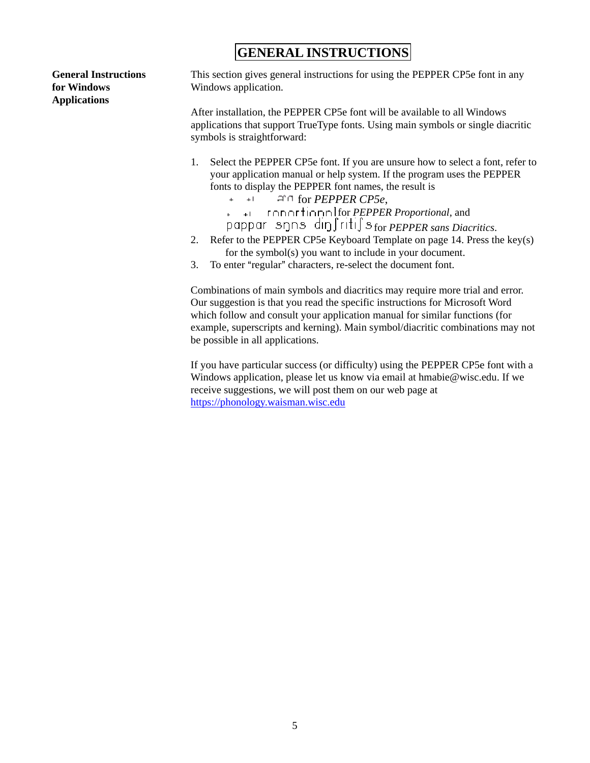# GENERAL INSTRUCTIONS

**General Instructions for Windows Applications**

This section gives general instructions for using the PEPPER CP5e font in any Windows application.

After installation, the PEPPER CP5e font will be available to all Windows applications that support TrueType fonts. Using main symbols or single diacritic symbols is straightforward:

1. Select the PEPPER CP5e font. If you are unsure how to select a font, refer to your application manual or help system. If the program uses the PEPPER fonts to display the PEPPER font names, the result is
   - ˖ ˖ˡ ≓ᑎ for *PEPPER CP5e*,
   - ˖ ˖ˡ rᑎᑎᑎrtiᑎᑎᑎl for *PEPPER Proportional*, and
   - pappar sŋns diŋʃritiʃs for *PEPPER sans Diacritics*.
2. Refer to the PEPPER CP5e Keyboard Template on page 14. Press the key(s) for the symbol(s) you want to include in your document.
3. To enter "regular" characters, re-select the document font.

Combinations of main symbols and diacritics may require more trial and error. Our suggestion is that you read the specific instructions for Microsoft Word which follow and consult your application manual for similar functions (for example, superscripts and kerning). Main symbol/diacritic combinations may not be possible in all applications.

If you have particular success (or difficulty) using the PEPPER CP5e font with a Windows application, please let us know via email at hmabie@wisc.edu. If we receive suggestions, we will post them on our web page at https://phonology.waisman.wisc.edu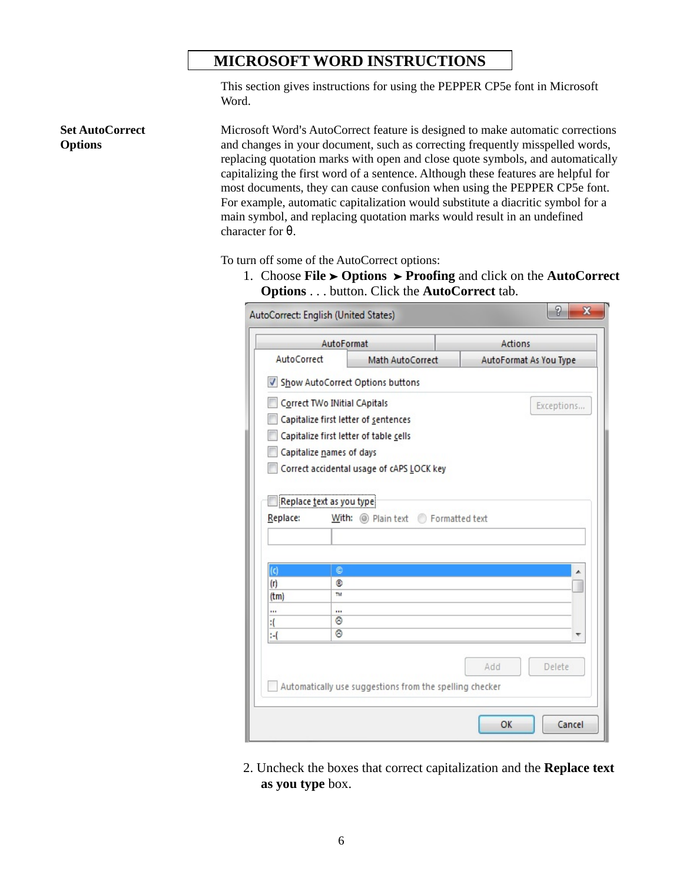# MICROSOFT WORD INSTRUCTIONS

This section gives instructions for using the PEPPER CP5e font in Microsoft Word.

**Set AutoCorrect Options**

Microsoft Word's AutoCorrect feature is designed to make automatic corrections and changes in your document, such as correcting frequently misspelled words, replacing quotation marks with open and close quote symbols, and automatically capitalizing the first word of a sentence. Although these features are helpful for most documents, they can cause confusion when using the PEPPER CP5e font. For example, automatic capitalization would substitute a diacritic symbol for a main symbol, and replacing quotation marks would result in an undefined character for θ.

To turn off some of the AutoCorrect options:

1. Choose **File ➤ Options ➤ Proofing** and click on the **AutoCorrect Options** . . . button. Click the **AutoCorrect** tab.

2. Uncheck the boxes that correct capitalization and the **Replace text as you type** box.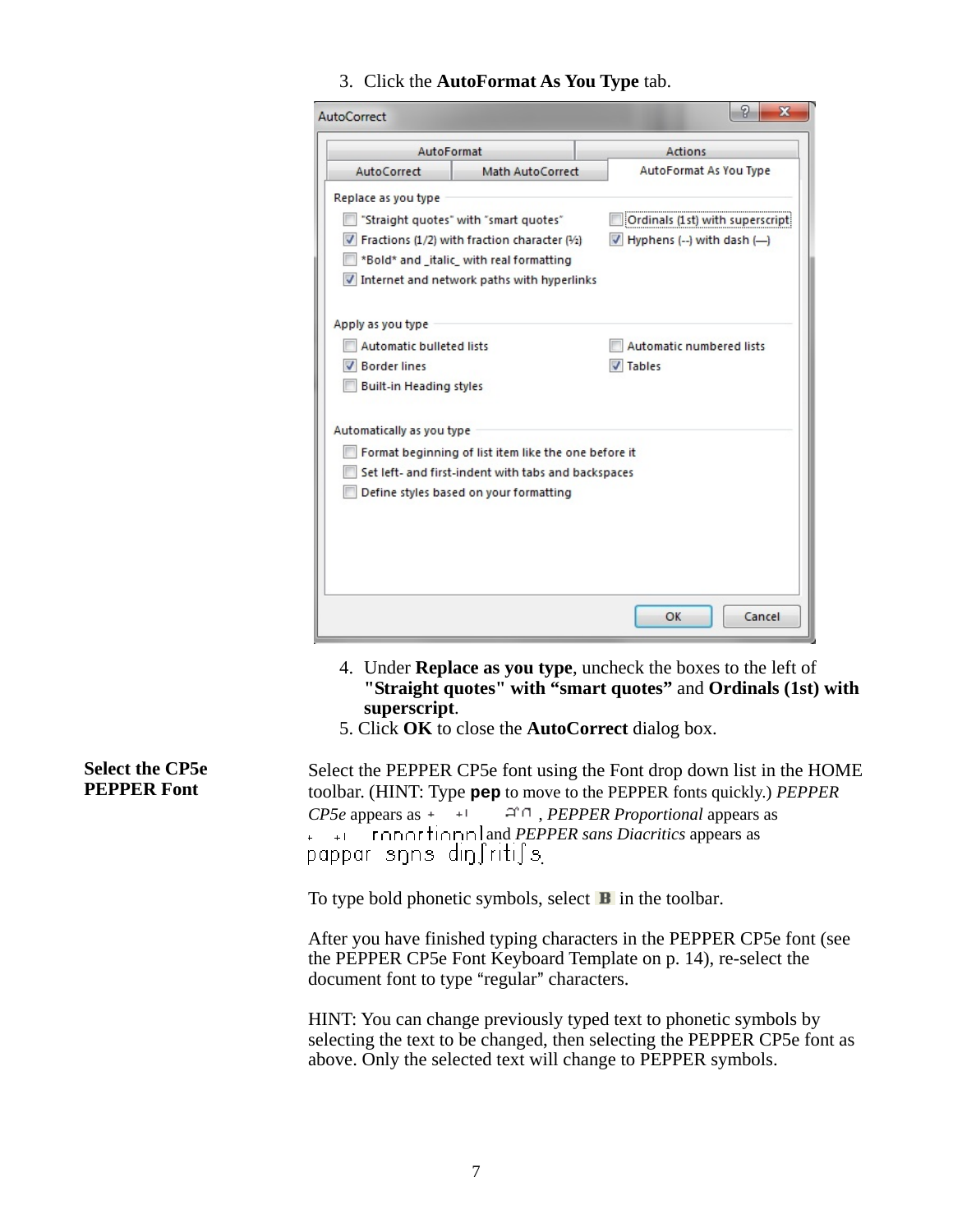3. Click the **AutoFormat As You Type** tab.

4. Under **Replace as you type**, uncheck the boxes to the left of **"Straight quotes" with "smart quotes"** and **Ordinals (1st) with superscript**.
5. Click **OK** to close the **AutoCorrect** dialog box.

**Select the CP5e PEPPER Font**

Select the PEPPER CP5e font using the Font drop down list in the HOME toolbar. (HINT: Type **pep** to move to the PEPPER fonts quickly.) *PEPPER CP5e* appears as ⁺ ⁺ˡ ꟸꟸ , *PEPPER Proportional* appears as ⁺ ⁺ˡ rɔnɔrtionnl and *PEPPER sans Diacritics* appears as pappar sɲns diŋʃritiʃs.

To type bold phonetic symbols, select **B** in the toolbar.

After you have finished typing characters in the PEPPER CP5e font (see the PEPPER CP5e Font Keyboard Template on p. 14), re-select the document font to type "regular" characters.

HINT: You can change previously typed text to phonetic symbols by selecting the text to be changed, then selecting the PEPPER CP5e font as above. Only the selected text will change to PEPPER symbols.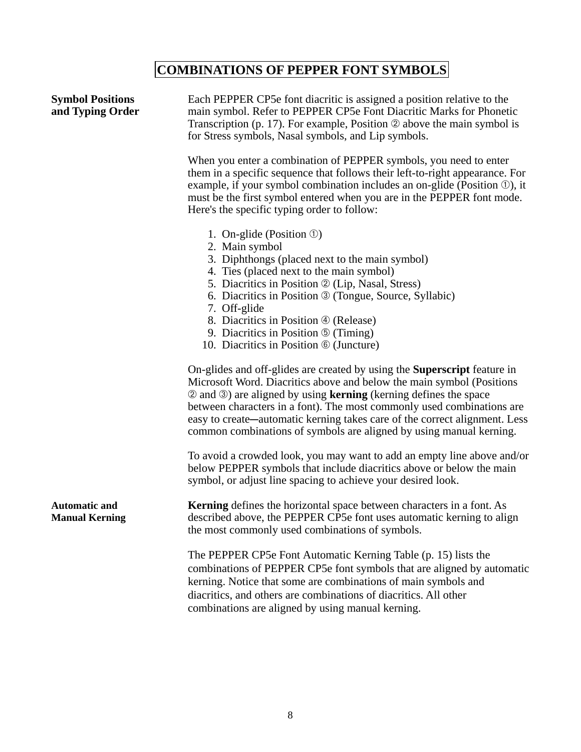# COMBINATIONS OF PEPPER FONT SYMBOLS

**Symbol Positions and Typing Order**

Each PEPPER CP5e font diacritic is assigned a position relative to the main symbol. Refer to PEPPER CP5e Font Diacritic Marks for Phonetic Transcription (p. 17). For example, Position ② above the main symbol is for Stress symbols, Nasal symbols, and Lip symbols.

When you enter a combination of PEPPER symbols, you need to enter them in a specific sequence that follows their left-to-right appearance. For example, if your symbol combination includes an on-glide (Position ①), it must be the first symbol entered when you are in the PEPPER font mode. Here's the specific typing order to follow:

1. On-glide (Position ①)
2. Main symbol
3. Diphthongs (placed next to the main symbol)
4. Ties (placed next to the main symbol)
5. Diacritics in Position ② (Lip, Nasal, Stress)
6. Diacritics in Position ③ (Tongue, Source, Syllabic)
7. Off-glide
8. Diacritics in Position ④ (Release)
9. Diacritics in Position ⑤ (Timing)
10. Diacritics in Position ⑥ (Juncture)

On-glides and off-glides are created by using the **Superscript** feature in Microsoft Word. Diacritics above and below the main symbol (Positions ② and ③) are aligned by using **kerning** (kerning defines the space between characters in a font). The most commonly used combinations are easy to create—automatic kerning takes care of the correct alignment. Less common combinations of symbols are aligned by using manual kerning.

To avoid a crowded look, you may want to add an empty line above and/or below PEPPER symbols that include diacritics above or below the main symbol, or adjust line spacing to achieve your desired look.

**Automatic and Manual Kerning**

**Kerning** defines the horizontal space between characters in a font. As described above, the PEPPER CP5e font uses automatic kerning to align the most commonly used combinations of symbols.

The PEPPER CP5e Font Automatic Kerning Table (p. 15) lists the combinations of PEPPER CP5e font symbols that are aligned by automatic kerning. Notice that some are combinations of main symbols and diacritics, and others are combinations of diacritics. All other combinations are aligned by using manual kerning.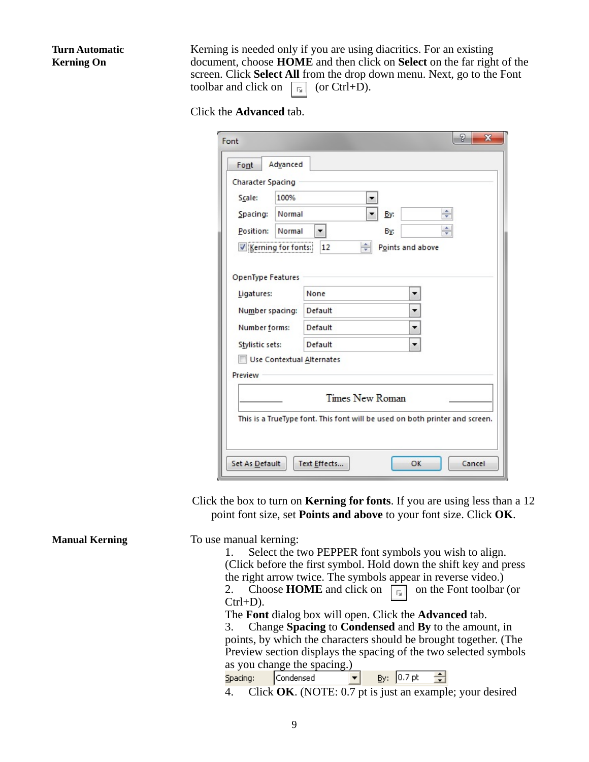**Turn Automatic Kerning On**

Kerning is needed only if you are using diacritics. For an existing document, choose **HOME** and then click on **Select** on the far right of the screen. Click **Select All** from the drop down menu. Next, go to the Font toolbar and click on ⧉ (or Ctrl+D).

Click the **Advanced** tab.

Click the box to turn on **Kerning for fonts**. If you are using less than a 12 point font size, set **Points and above** to your font size. Click **OK**.

**Manual Kerning**

To use manual kerning:

1. Select the two PEPPER font symbols you wish to align. (Click before the first symbol. Hold down the shift key and press the right arrow twice. The symbols appear in reverse video.)
2. Choose **HOME** and click on ⧉ on the Font toolbar (or Ctrl+D).
The **Font** dialog box will open. Click the **Advanced** tab.
3. Change **Spacing** to **Condensed** and **By** to the amount, in points, by which the characters should be brought together. (The Preview section displays the spacing of the two selected symbols as you change the spacing.)
4. Click **OK**. (NOTE: 0.7 pt is just an example; your desired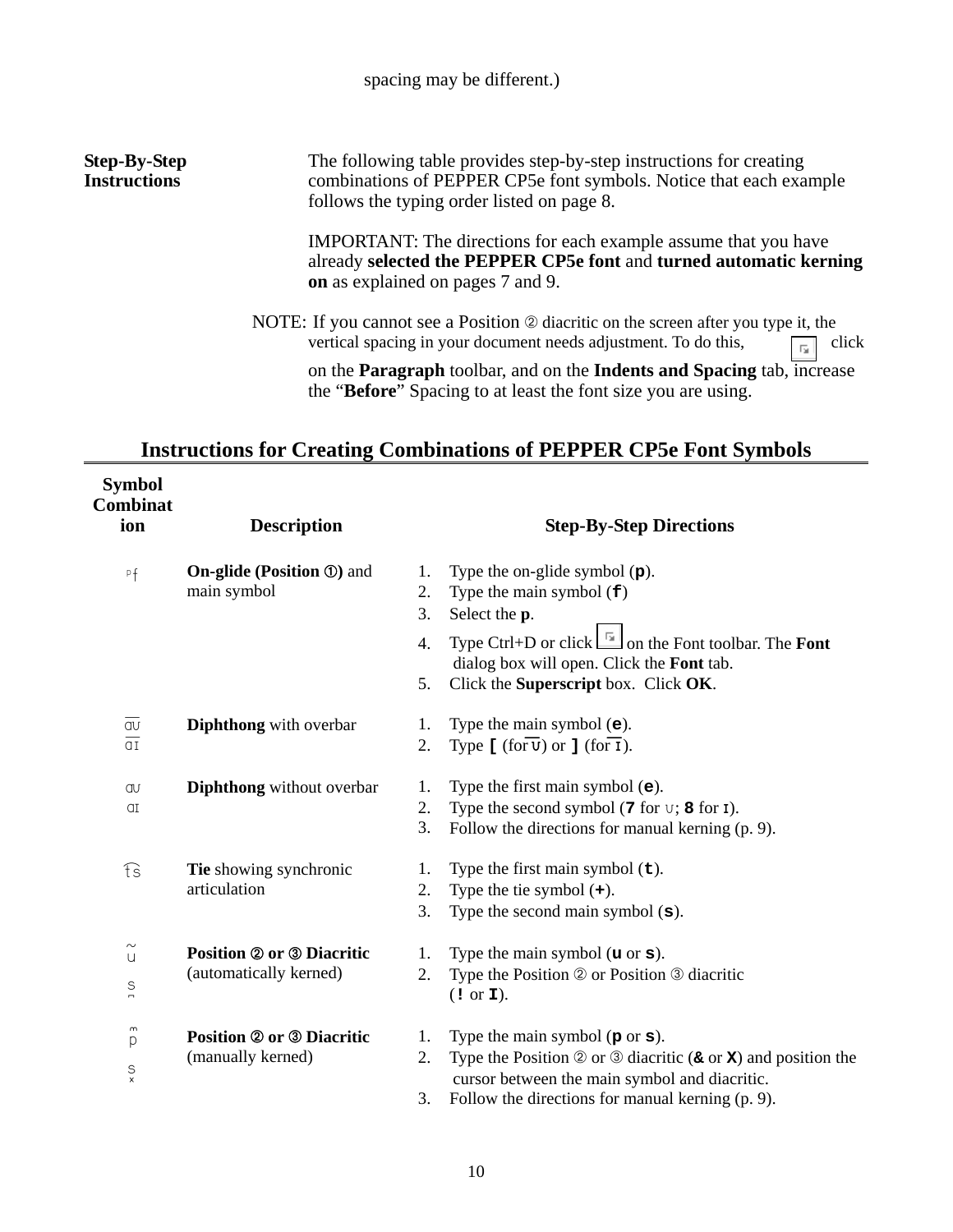spacing may be different.)

**Step-By-Step Instructions**

The following table provides step-by-step instructions for creating combinations of PEPPER CP5e font symbols. Notice that each example follows the typing order listed on page 8.

IMPORTANT: The directions for each example assume that you have already **selected the PEPPER CP5e font** and **turned automatic kerning on** as explained on pages 7 and 9.

NOTE: If you cannot see a Position ② diacritic on the screen after you type it, the vertical spacing in your document needs adjustment. To do this, click on the **Paragraph** toolbar, and on the **Indents and Spacing** tab, increase the "**Before**" Spacing to at least the font size you are using.

## Instructions for Creating Combinations of PEPPER CP5e Font Symbols

| Symbol Combination | Description | Step-By-Step Directions |
|---|---|---|
| ᵖf | **On-glide (Position ①)** and main symbol | 1. Type the on-glide symbol (**p**).<br>2. Type the main symbol (**f**)<br>3. Select the **p**.<br>4. Type Ctrl+D or click on the Font toolbar. The **Font** dialog box will open. Click the **Font** tab.<br>5. Click the **Superscript** box. Click **OK**. |
| a͞ʊ<br>a͞ɪ | **Diphthong** with overbar | 1. Type the main symbol (**e**).<br>2. Type **[** (for ʊ) or **]** (for ɪ). |
| aʊ<br>aɪ | **Diphthong** without overbar | 1. Type the first main symbol (**e**).<br>2. Type the second symbol (**7** for ʊ; **8** for ɪ).<br>3. Follow the directions for manual kerning (p. 9). |
| t͡s | **Tie** showing synchronic articulation | 1. Type the first main symbol (**t**).<br>2. Type the tie symbol (**+**).<br>3. Type the second main symbol (**s**). |
| ũ<br>s̚ | **Position ② or ③ Diacritic** (automatically kerned) | 1. Type the main symbol (**u** or **s**).<br>2. Type the Position ② or Position ③ diacritic (**!** or **I**). |
| p̃<br>s̽ | **Position ② or ③ Diacritic** (manually kerned) | 1. Type the main symbol (**p** or **s**).<br>2. Type the Position ② or ③ diacritic (**&** or **X**) and position the cursor between the main symbol and diacritic.<br>3. Follow the directions for manual kerning (p. 9). |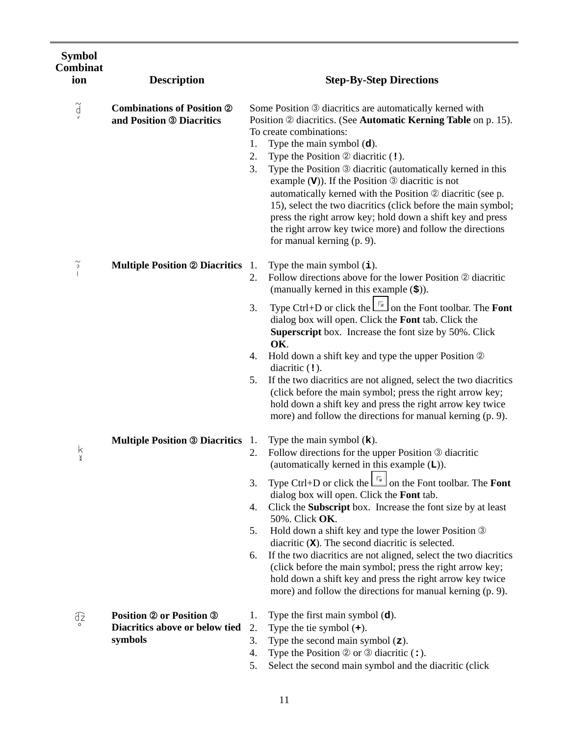| Symbol Combination | Description | Step-By-Step Directions |
|---|---|---|
| d̰̃ (d with tilde above and check below) | **Combinations of Position ② and Position ③ Diacritics** | Some Position ③ diacritics are automatically kerned with Position ② diacritics. (See **Automatic Kerning Table** on p. 15). To create combinations:<br>1. Type the main symbol (**d**).<br>2. Type the Position ② diacritic (**!**).<br>3. Type the Position ③ diacritic (automatically kerned in this example (**V**)). If the Position ③ diacritic is not automatically kerned with the Position ② diacritic (see p. 15), select the two diacritics (click before the main symbol; press the right arrow key; hold down a shift key and press the right arrow key twice more) and follow the directions for manual kerning (p. 9). |
| ı with two diacritics above | **Multiple Position ② Diacritics** | 1. Type the main symbol (**i**).<br>2. Follow directions above for the lower Position ② diacritic (manually kerned in this example (**$**)).<br>3. Type Ctrl+D or click the [button] on the Font toolbar. The **Font** dialog box will open. Click the **Font** tab. Click the **Superscript** box. Increase the font size by 50%. Click **OK**.<br>4. Hold down a shift key and type the upper Position ② diacritic (**!**).<br>5. If the two diacritics are not aligned, select the two diacritics (click before the main symbol; press the right arrow key; hold down a shift key and press the right arrow key twice more) and follow the directions for manual kerning (p. 9). |
| k with two diacritics below | **Multiple Position ③ Diacritics** | 1. Type the main symbol (**k**).<br>2. Follow directions for the upper Position ③ diacritic (automatically kerned in this example (**L**)).<br>3. Type Ctrl+D or click the [button] on the Font toolbar. The **Font** dialog box will open. Click the **Font** tab.<br>4. Click the **Subscript** box. Increase the font size by at least 50%. Click **OK**.<br>5. Hold down a shift key and type the lower Position ③ diacritic (**X**). The second diacritic is selected.<br>6. If the two diacritics are not aligned, select the two diacritics (click before the main symbol; press the right arrow key; hold down a shift key and press the right arrow key twice more) and follow the directions for manual kerning (p. 9). |
| d͡z with ring below | **Position ② or Position ③ Diacritics above or below tied symbols** | 1. Type the first main symbol (**d**).<br>2. Type the tie symbol (**+**).<br>3. Type the second main symbol (**z**).<br>4. Type the Position ② or ③ diacritic (**:**).<br>5. Select the second main symbol and the diacritic (click |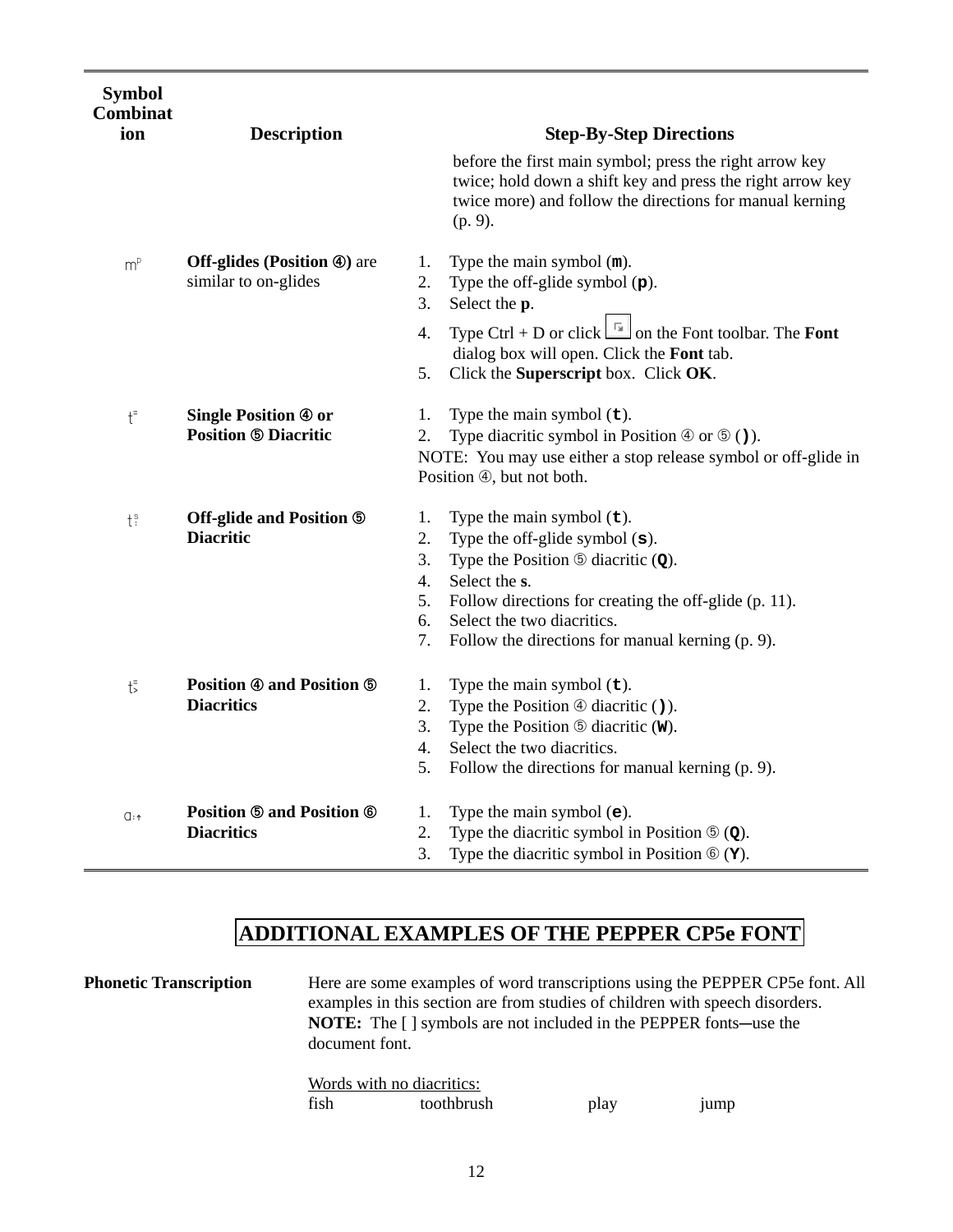| Symbol Combination | Description | Step-By-Step Directions |
|---|---|---|
| | | before the first main symbol; press the right arrow key twice; hold down a shift key and press the right arrow key twice more) and follow the directions for manual kerning (p. 9). |
| mᵖ | **Off-glides (Position ④)** are similar to on-glides | 1. Type the main symbol (**m**).<br>2. Type the off-glide symbol (**p**).<br>3. Select the **p**.<br>4. Type Ctrl + D or click [icon] on the Font toolbar. The **Font** dialog box will open. Click the **Font** tab.<br>5. Click the **Superscript** box. Click **OK**. |
| t⁼ | **Single Position ④ or Position ⑤ Diacritic** | 1. Type the main symbol (**t**).<br>2. Type diacritic symbol in Position ④ or ⑤ (**)**).<br>NOTE: You may use either a stop release symbol or off-glide in Position ④, but not both. |
| tˢ | **Off-glide and Position ⑤ Diacritic** | 1. Type the main symbol (**t**).<br>2. Type the off-glide symbol (**s**).<br>3. Type the Position ⑤ diacritic (**Q**).<br>4. Select the **s**.<br>5. Follow directions for creating the off-glide (p. 11).<br>6. Select the two diacritics.<br>7. Follow the directions for manual kerning (p. 9). |
| t⁼ | **Position ④ and Position ⑤ Diacritics** | 1. Type the main symbol (**t**).<br>2. Type the Position ④ diacritic (**)**).<br>3. Type the Position ⑤ diacritic (**W**).<br>4. Select the two diacritics.<br>5. Follow the directions for manual kerning (p. 9). |
| ɑː↑ | **Position ⑤ and Position ⑥ Diacritics** | 1. Type the main symbol (**e**).<br>2. Type the diacritic symbol in Position ⑤ (**Q**).<br>3. Type the diacritic symbol in Position ⑥ (**Y**). |

## ADDITIONAL EXAMPLES OF THE PEPPER CP5e FONT

**Phonetic Transcription**

Here are some examples of word transcriptions using the PEPPER CP5e font. All examples in this section are from studies of children with speech disorders. **NOTE:** The [ ] symbols are not included in the PEPPER fonts—use the document font.

Words with no diacritics:

fish toothbrush play jump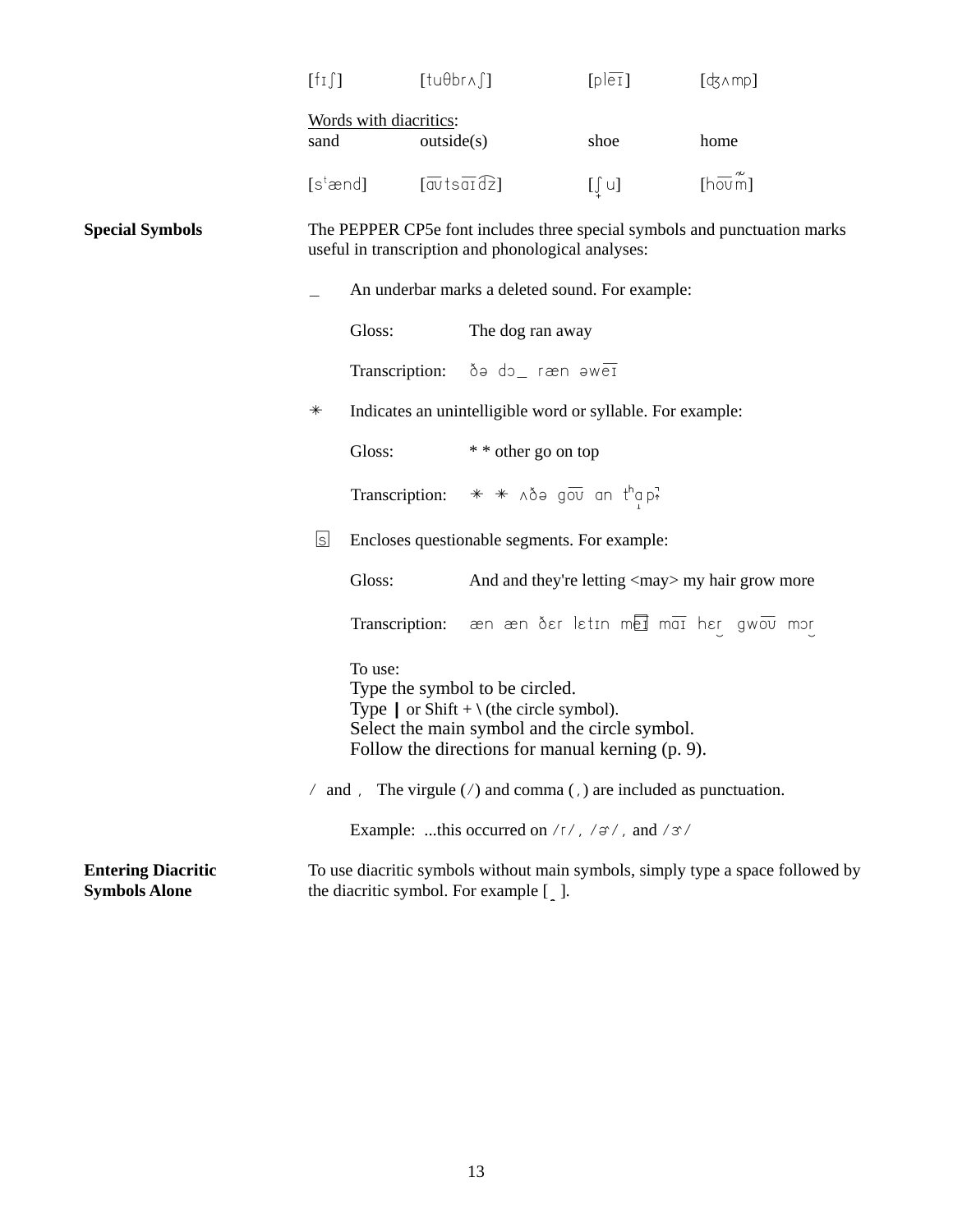| | | | |
|---|---|---|---|
| [fɪʃ] | [tuθbrʌʃ] | [pleɪ] | [dʒʌmp] |

Words with diacritics:

| sand | outside(s) | shoe | home |
|---|---|---|---|
| [sᵗænd] | [aʊtsaɪdz] | [ʃ̟u] | [hoʊm̃] |

**Special Symbols**

The PEPPER CP5e font includes three special symbols and punctuation marks useful in transcription and phonological analyses:

_ An underbar marks a deleted sound. For example:

Gloss: The dog ran away

Transcription: ðə dɔ_ ræn əweɪ

✳ Indicates an unintelligible word or syllable. For example:

Gloss: * * other go on top

Transcription: ✳ ✳ ʌðə goʊ an tʰɑ̞p˺

ⓢ Encloses questionable segments. For example:

Gloss: And and they're letting <may> my hair grow more

Transcription: æn æn ðɛr lɛtɪn meɪ maɪ hɛr̯ gwoʊ mɔr̯

To use:
Type the symbol to be circled.
Type | or Shift + \ (the circle symbol).
Select the main symbol and the circle symbol.
Follow the directions for manual kerning (p. 9).

/ and , The virgule (/) and comma (,) are included as punctuation.

Example: ...this occurred on /r/, /ɚ/, and /ɝ/

**Entering Diacritic Symbols Alone**

To use diacritic symbols without main symbols, simply type a space followed by the diacritic symbol. For example [ ̯ ].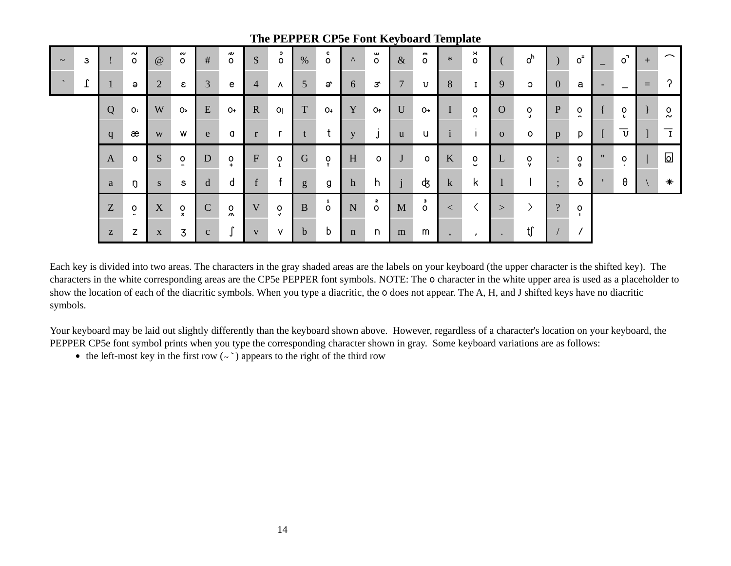# The PEPPER CP5e Font Keyboard Template

| ~ | ɜ | ! | õ | @ | õ̴ | # | õ̰ | $ | oͦ | % | oͨ | ^ | o̫̊ | & | oͫ | * | oͯ | ( | oʰ | ) | o⁼ | _ | o˺ | + | ⁀ |
|---|---|---|---|---|---|---|---|---|---|---|---|---|---|---|---|---|---|---|---|---|---|---|---|---|---|
| ` | ɾ | 1 | ə | 2 | ɛ | 3 | e | 4 | ʌ | 5 | ɚ | 6 | ɝ | 7 | ʊ | 8 | ɪ | 9 | ɔ | 0 | a | - | _ | = | ʔ |
| | | Q | oː | W | o˃ | E | o˖ | R | o\| | T | o↓ | Y | o↑ | U | o→ | I | o̚ | O | o˩ | P | o̭ | { | o˪ | } | o̰ |
| | | q | æ | w | w | e | ɑ | r | r | t | t | y | j | u | u | i | i | o | o | p | p | [ | ʊ̄ | ] | ɪ̄ |
| | | A | o | S | o̠ | D | o̟ | F | o̞ | G | o̝ | H | o | J | o | K | o̯ | L | o̬ | : | o̥ | " | ọ | \| | ⃞o |
| | | a | ŋ | s | s | d | d | f | f | g | g | h | h | j | ʤ | k | k | l | l | ; | ð | ' | θ | \ | ✳ |
| | | Z | o̤ | X | o̽ | C | o͈ | V | o̬ | B | o¹ | N | o² | M | o³ | < | ‹ | > | › | ? | o̩ | | | | |
| | | z | z | x | ʒ | c | ʃ | v | v | b | b | n | n | m | m | , | , | . | ʧ | / | / | | | | |

Each key is divided into two areas. The characters in the gray shaded areas are the labels on your keyboard (the upper character is the shifted key). The characters in the white corresponding areas are the CP5e PEPPER font symbols. NOTE: The o character in the white upper area is used as a placeholder to show the location of each of the diacritic symbols. When you type a diacritic, the o does not appear. The A, H, and J shifted keys have no diacritic symbols.

Your keyboard may be laid out slightly differently than the keyboard shown above. However, regardless of a character's location on your keyboard, the PEPPER CP5e font symbol prints when you type the corresponding character shown in gray. Some keyboard variations are as follows:

- the left-most key in the first row (~ `) appears to the right of the third row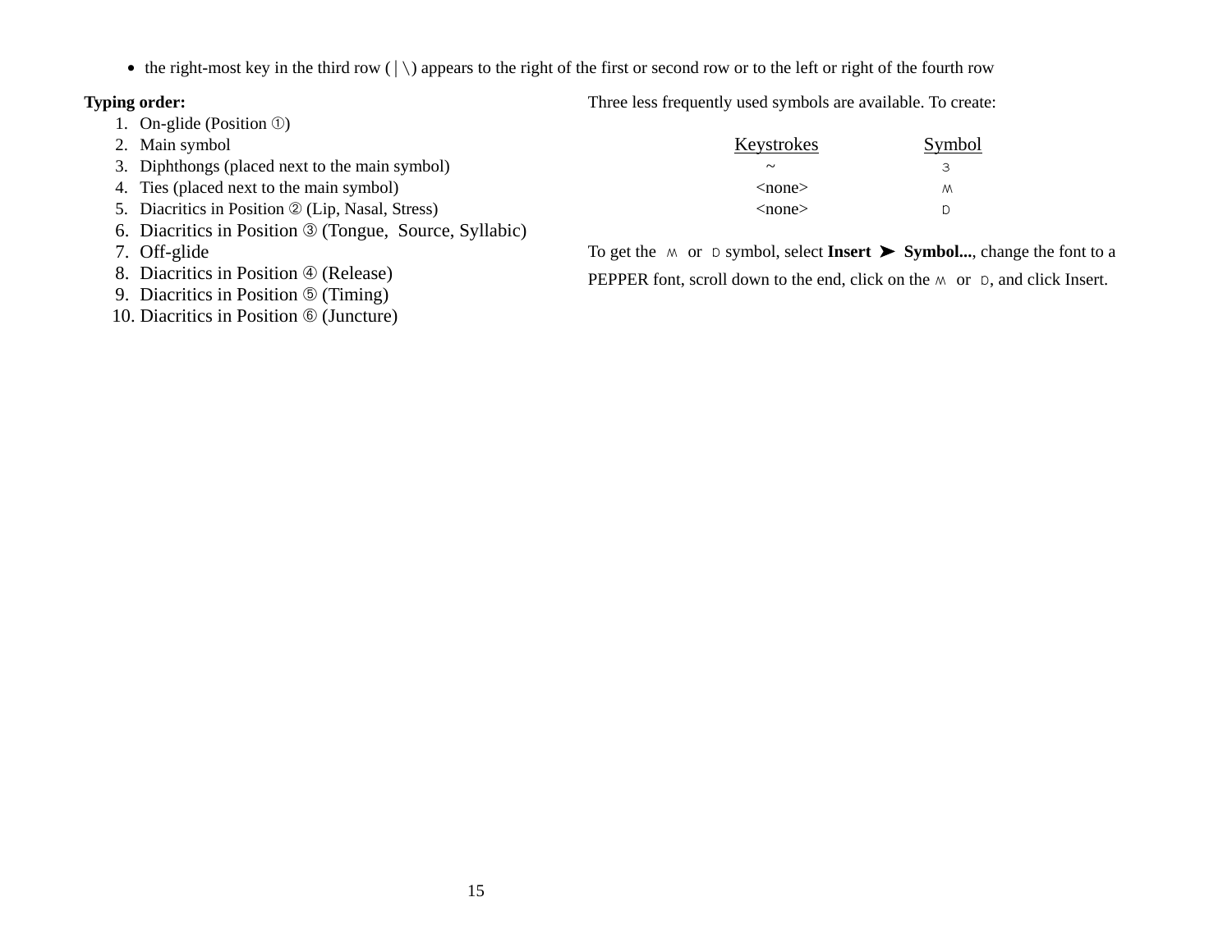- the right-most key in the third row ( | \ ) appears to the right of the first or second row or to the left or right of the fourth row

**Typing order:**

1. On-glide (Position ①)
2. Main symbol
3. Diphthongs (placed next to the main symbol)
4. Ties (placed next to the main symbol)
5. Diacritics in Position ② (Lip, Nasal, Stress)
6. Diacritics in Position ③ (Tongue, Source, Syllabic)
7. Off-glide
8. Diacritics in Position ④ (Release)
9. Diacritics in Position ⑤ (Timing)
10. Diacritics in Position ⑥ (Juncture)

Three less frequently used symbols are available. To create:

| Keystrokes | Symbol |
|---|---|
| ~ | з |
| <none> | ʍ |
| <none> | D |

To get the ʍ or D symbol, select **Insert ➤ Symbol...**, change the font to a PEPPER font, scroll down to the end, click on the ʍ or D, and click Insert.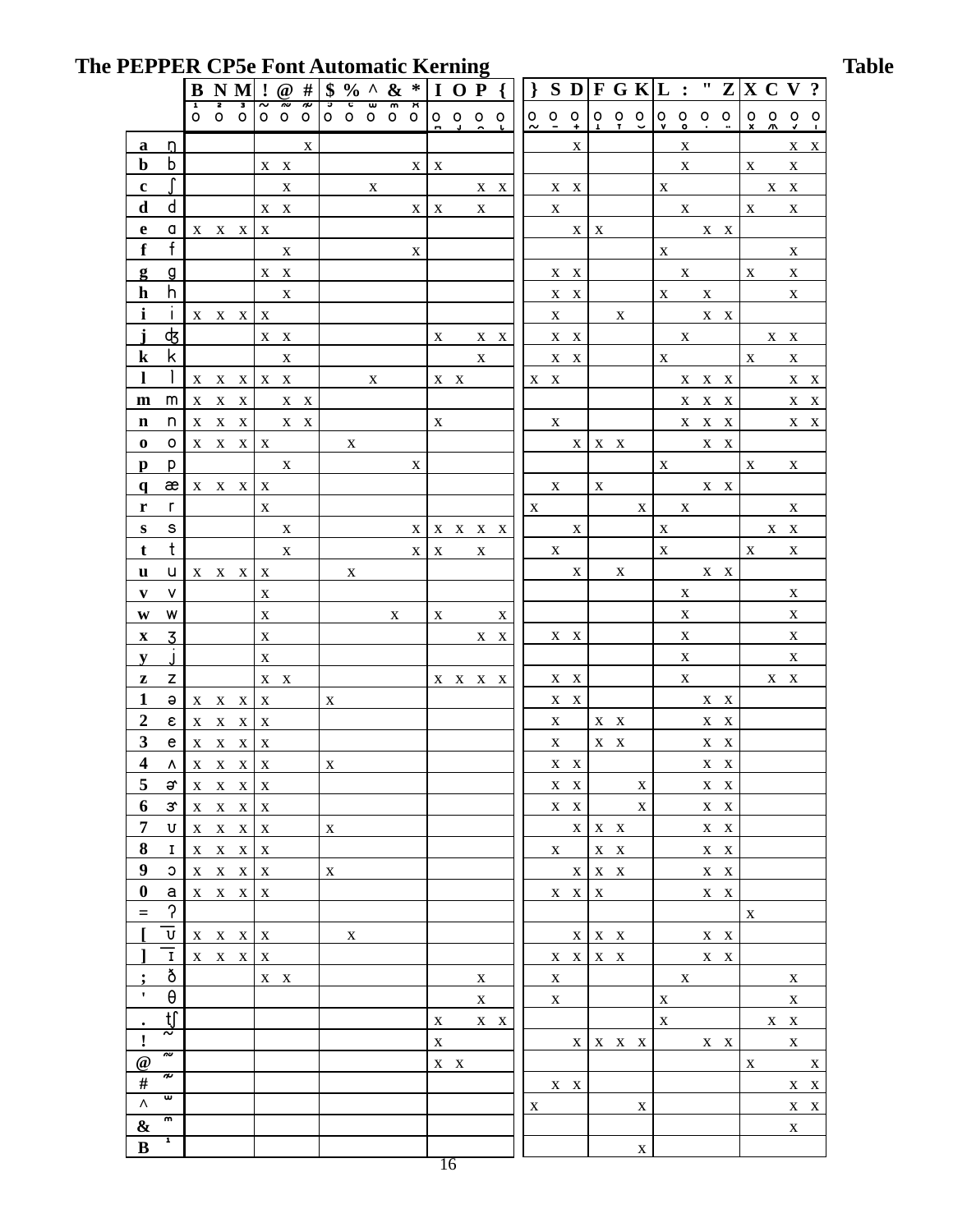# The PEPPER CP5e Font Automatic Kerning Table

| | | B | N | M | ! | @ | # | $ | % | ^ | & | * | I | O | P | { | } | S | D | F | G | K | L | : | " | Z | X | C | V | ? |
|---|---|---|---|---|---|---|---|---|---|---|---|---|---|---|---|---|---|---|---|---|---|---|---|---|---|---|---|---|---|---|
| | | ¹o | ²o | ³o | ˜o | ≈o | ≈o | ʲo | ᶜo | ᵚo | ᵐo | ˣo | o̠ | o̠ | o̠ | o̠ | o̰ | o̱ | o̟ | o̝ | o̞ | o̯ | o̬ | o̥ | ȯ | ö | o̽ | o̭ | o̸ | oˈ |
| **a** | ŋ | | | | | | x | | | | | | | | | | | | x | | | | | x | | | | | x | x |
| **b** | b | | | | x | x | | | | | | x | x | | | | | | | | | | | x | | | x | | x | |
| **c** | ʃ | | | | | x | | | | x | | | | | x | x | | x | x | | | | x | | | | | x | x | |
| **d** | d | | | | x | x | | | | | | x | x | | x | | | x | | | | | | x | | | x | | x | |
| **e** | ɑ | x | x | x | x | | | | | | | | | | | | | | x | x | | | | | x | x | | | | |
| **f** | f | | | | | x | | | | | | x | | | | | | | | | | | x | | | | | | x | |
| **g** | ɡ | | | | x | x | | | | | | | | | | | | x | x | | | | | x | | | x | | x | |
| **h** | h | | | | | x | | | | | | | | | | | | x | x | | | | x | | x | | | | x | |
| **i** | i | x | x | x | x | | | | | | | | | | | | | x | | | x | | | | x | x | | | | |
| **j** | ʤ | | | | x | x | | | | | | | x | | x | x | | x | x | | | | | x | | | | x | x | |
| **k** | k | | | | | x | | | | | | | | | x | | | x | x | | | | x | | | | x | | x | |
| **l** | l | x | x | x | x | x | | | | x | | | x | x | | | x | x | | | | | | x | x | x | | | x | x |
| **m** | m | x | x | x | | x | x | | | | | | | | | | | | | | | | | x | x | x | | | x | x |
| **n** | n | x | x | x | | x | x | | | | | | x | | | | | x | | | | | | x | x | x | | | x | x |
| **o** | o | x | x | x | x | | | | x | | | | | | | | | | x | x | x | | | | x | x | | | | |
| **p** | p | | | | | x | | | | | | x | | | | | | | | | | | x | | | | x | | x | |
| **q** | æ | x | x | x | x | | | | | | | | | | | | | x | | x | | | | | x | x | | | | |
| **r** | r | | | | x | | | | | | | | | | | | x | | | | | x | | x | | | | | x | |
| **s** | s | | | | | x | | | | | | x | x | x | x | x | | | x | | | | x | | | | | x | x | |
| **t** | t | | | | | x | | | | | | x | x | | x | | | x | | | | | x | | | | x | | x | |
| **u** | u | x | x | x | x | | | | x | | | | | | | | | | x | | x | | | | x | x | | | | |
| **v** | v | | | | x | | | | | | | | | | | | | | | | | | | x | | | | | x | |
| **w** | w | | | | x | | | | | | x | | x | | | x | | | | | | | | x | | | | | x | |
| **x** | ʒ | | | | x | | | | | | | | | | x | x | | x | x | | | | | x | | | | | x | |
| **y** | j | | | | x | | | | | | | | | | | | | | | | | | | x | | | | | x | |
| **z** | z | | | | x | x | | | | | | | x | x | x | x | | x | x | | | | | x | | | | x | x | |
| **1** | ə | x | x | x | x | | | x | | | | | | | | | | x | x | | | | | | x | x | | | | |
| **2** | ɛ | x | x | x | x | | | | | | | | | | | | | x | | x | x | | | | x | x | | | | |
| **3** | e | x | x | x | x | | | | | | | | | | | | | x | | x | x | | | | x | x | | | | |
| **4** | ʌ | x | x | x | x | | | x | | | | | | | | | | x | x | | | | | | x | x | | | | |
| **5** | ɚ | x | x | x | x | | | | | | | | | | | | | x | x | | | x | | | x | x | | | | |
| **6** | ɝ | x | x | x | x | | | | | | | | | | | | | x | x | | | x | | | x | x | | | | |
| **7** | ʊ | x | x | x | x | | | x | | | | | | | | | | | x | x | x | | | | x | x | | | | |
| **8** | ɪ | x | x | x | x | | | | | | | | | | | | | x | | x | x | | | | x | x | | | | |
| **9** | ɔ | x | x | x | x | | | x | | | | | | | | | | | x | x | x | | | | x | x | | | | |
| **0** | a | x | x | x | x | | | | | | | | | | | | | x | x | x | | | | | x | x | | | | |
| **=** | ʔ | | | | | | | | | | | | | | | | | | | | | | | | | | x | | | |
| **[** | ʊ̄ | x | x | x | x | | | | x | | | | | | | | | | x | x | x | | | | x | x | | | | |
| **]** | ɪ̄ | x | x | x | x | | | | | | | | | | | | | x | x | x | x | | | | x | x | | | | |
| **;** | ð | | | | x | x | | | | | | | | | x | | | x | | | | | | x | | | | | x | |
| **'** | θ | | | | | | | | | | | | | | x | | | x | | | | | x | | | | | | x | |
| **.** | tʃ | | | | | | | | | | | | x | | x | x | | | | | | | x | | | | | x | x | |
| **!** | ˜ | | | | | | | | | | | | x | | | | | | x | x | x | x | | | x | x | | | x | |
| **@** | ≈ | | | | | | | | | | | | x | x | | | | | | | | | | | | | x | | | x |
| **#** | ≈ | | | | | | | | | | | | | | | | | x | x | | | | | | | | | | x | x |
| **^** | ᵚ | | | | | | | | | | | | | | | | x | | | | | x | | | | | | | x | x |
| **&** | ᵐ | | | | | | | | | | | | | | | | | | | | | | | | | | | | x | |
| **B** | ¹ | | | | | | | | | | | | | | | | | | | | | x | | | | | | | | |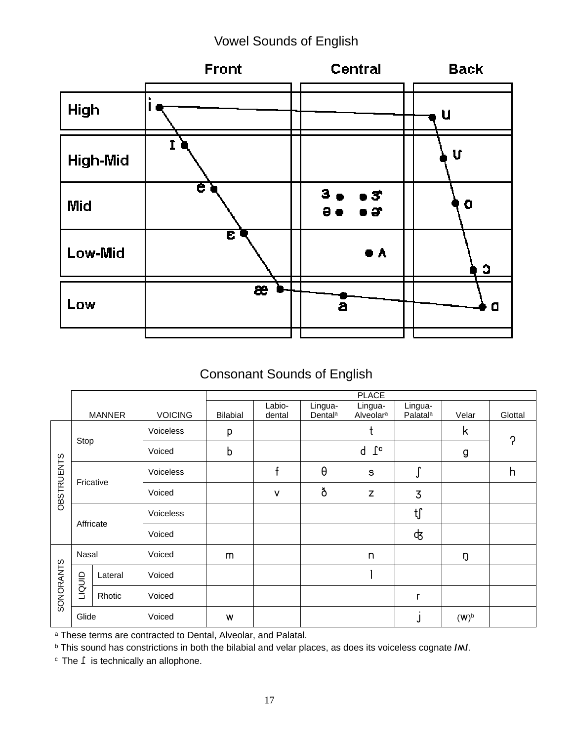## Vowel Sounds of English

| | Front | Central | Back |
|---|---|---|---|
| High | i | | u |
| High-Mid | ɪ | | ʊ |
| Mid | e | ɜ ɝ ə ɚ | o |
| Low-Mid | ɛ | ʌ | ɔ |
| Low | æ | a | ɑ |

## Consonant Sounds of English

| | MANNER | | VOICING | PLACE | | | | | | |
|---|---|---|---|---|---|---|---|---|---|---|
| | | | | Bilabial | Labio-dental | Lingua-Dental[a] | Lingua-Alveolar[a] | Lingua-Palatal[a] | Velar | Glottal |
| OBSTRUENTS | Stop | | Voiceless | p | | | t | | k | ʔ |
| | | | Voiced | b | | | d ɾ[c] | | g | |
| | Fricative | | Voiceless | | f | θ | s | ʃ | | h |
| | | | Voiced | | v | ð | z | ʒ | | |
| | Affricate | | Voiceless | | | | | tʃ | | |
| | | | Voiced | | | | | dʒ | | |
| SONORANTS | Nasal | | Voiced | m | | | n | | ŋ | |
| | LIQUID | Lateral | Voiced | | | | l | | | |
| | | Rhotic | Voiced | | | | | r | | |
| | Glide | | Voiced | w | | | | j | (w)[b] | |

[a] These terms are contracted to Dental, Alveolar, and Palatal.

[b] This sound has constrictions in both the bilabial and velar places, as does its voiceless cognate /ʍ/.

[c] The ɾ is technically an allophone.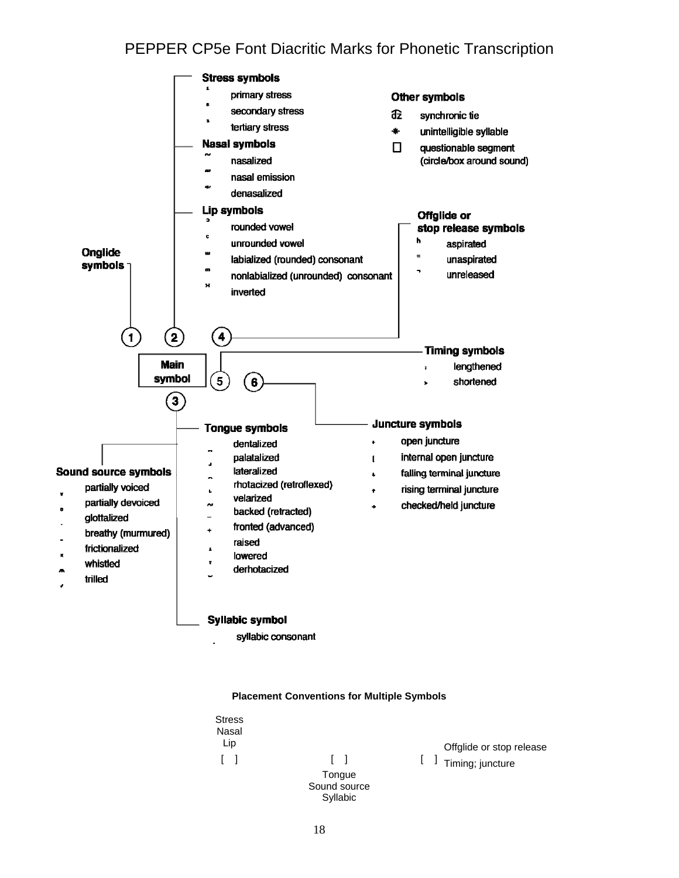# PEPPER CP5e Font Diacritic Marks for Phonetic Transcription

**Onglide symbols** (1)

**Main symbol**

(2)

**Stress symbols**
- primary stress
- secondary stress
- tertiary stress

**Nasal symbols**
- nasalized
- nasal emission
- denasalized

**Lip symbols**
- rounded vowel
- unrounded vowel
- labialized (rounded) consonant
- nonlabialized (unrounded) consonant
- inverted

**Other symbols**
- synchronic tie
- unintelligible syllable
- questionable segment (circle/box around sound)

(4)

**Offglide or stop release symbols**
- aspirated
- unaspirated
- unreleased

(5)

**Timing symbols**
- lengthened
- shortened

(6)

**Juncture symbols**
- open juncture
- internal open juncture
- falling terminal juncture
- rising terminal juncture
- checked/held juncture

(3)

**Tongue symbols**
- dentalized
- palatalized
- lateralized
- rhotacized (retroflexed)
- velarized
- backed (retracted)
- fronted (advanced)
- raised
- lowered
- derhotacized

**Sound source symbols**
- partially voiced
- partially devoiced
- glottalized
- breathy (murmured)
- frictionalized
- whistled
- trilled

**Syllabic symbol**
- syllabic consonant

**Placement Conventions for Multiple Symbols**

Stress
Nasal
Lip
[ ]

[ ]
Tongue
Sound source
Syllabic

[ ] Offglide or stop release
Timing; juncture